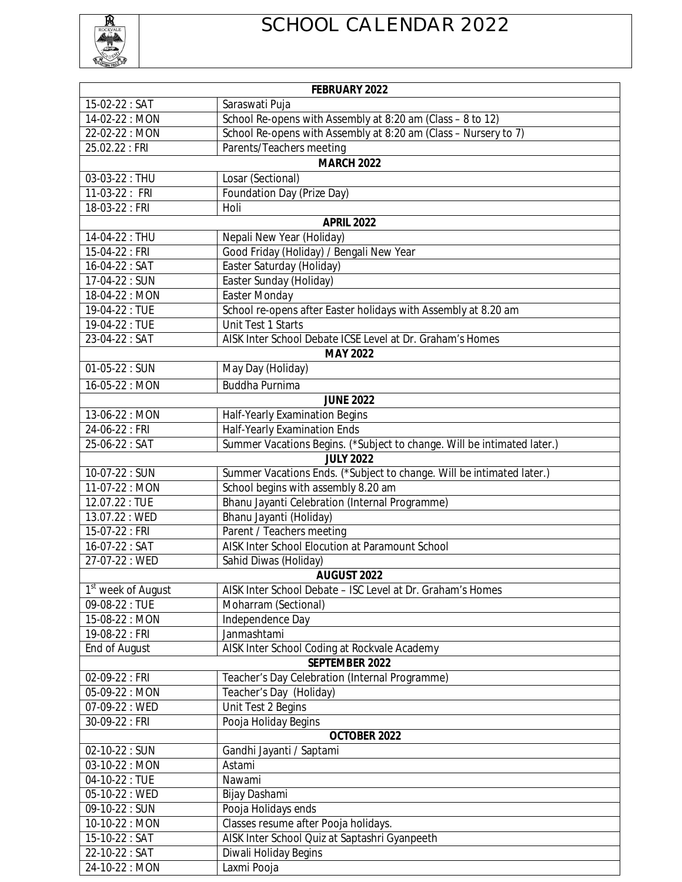# SCHOOL CALENDAR 2022

| FEBRUARY 2022 | |
|---|---|
| 15-02-22 : SAT | Saraswati Puja |
| 14-02-22 : MON | School Re-opens with Assembly at 8:20 am (Class – 8 to 12) |
| 22-02-22 : MON | School Re-opens with Assembly at 8:20 am (Class – Nursery to 7) |
| 25.02.22 : FRI | Parents/Teachers meeting |
| **MARCH 2022** | |
| 03-03-22 : THU | Losar (Sectional) |
| 11-03-22 : FRI | Foundation Day (Prize Day) |
| 18-03-22 : FRI | Holi |
| **APRIL 2022** | |
| 14-04-22 : THU | Nepali New Year (Holiday) |
| 15-04-22 : FRI | Good Friday (Holiday) / Bengali New Year |
| 16-04-22 : SAT | Easter Saturday (Holiday) |
| 17-04-22 : SUN | Easter Sunday (Holiday) |
| 18-04-22 : MON | Easter Monday |
| 19-04-22 : TUE | School re-opens after Easter holidays with Assembly at 8.20 am |
| 19-04-22 : TUE | Unit Test 1 Starts |
| 23-04-22 : SAT | AISK Inter School Debate ICSE Level at Dr. Graham's Homes |
| **MAY 2022** | |
| 01-05-22 : SUN | May Day (Holiday) |
| 16-05-22 : MON | Buddha Purnima |
| **JUNE 2022** | |
| 13-06-22 : MON | Half-Yearly Examination Begins |
| 24-06-22 : FRI | Half-Yearly Examination Ends |
| 25-06-22 : SAT | Summer Vacations Begins. (*Subject to change. Will be intimated later.) |
| **JULY 2022** | |
| 10-07-22 : SUN | Summer Vacations Ends. (*Subject to change. Will be intimated later.) |
| 11-07-22 : MON | School begins with assembly 8.20 am |
| 12.07.22 : TUE | Bhanu Jayanti Celebration (Internal Programme) |
| 13.07.22 : WED | Bhanu Jayanti (Holiday) |
| 15-07-22 : FRI | Parent / Teachers meeting |
| 16-07-22 : SAT | AISK Inter School Elocution at Paramount School |
| 27-07-22 : WED | Sahid Diwas (Holiday) |
| **AUGUST 2022** | |
| 1st week of August | AISK Inter School Debate – ISC Level at Dr. Graham's Homes |
| 09-08-22 : TUE | Moharram (Sectional) |
| 15-08-22 : MON | Independence Day |
| 19-08-22 : FRI | Janmashtami |
| End of August | AISK Inter School Coding at Rockvale Academy |
| **SEPTEMBER 2022** | |
| 02-09-22 : FRI | Teacher's Day Celebration (Internal Programme) |
| 05-09-22 : MON | Teacher's Day (Holiday) |
| 07-09-22 : WED | Unit Test 2 Begins |
| 30-09-22 : FRI | Pooja Holiday Begins |
| | **OCTOBER 2022** |
| 02-10-22 : SUN | Gandhi Jayanti / Saptami |
| 03-10-22 : MON | Astami |
| 04-10-22 : TUE | Nawami |
| 05-10-22 : WED | Bijay Dashami |
| 09-10-22 : SUN | Pooja Holidays ends |
| 10-10-22 : MON | Classes resume after Pooja holidays. |
| 15-10-22 : SAT | AISK Inter School Quiz at Saptashri Gyanpeeth |
| 22-10-22 : SAT | Diwali Holiday Begins |
| 24-10-22 : MON | Laxmi Pooja |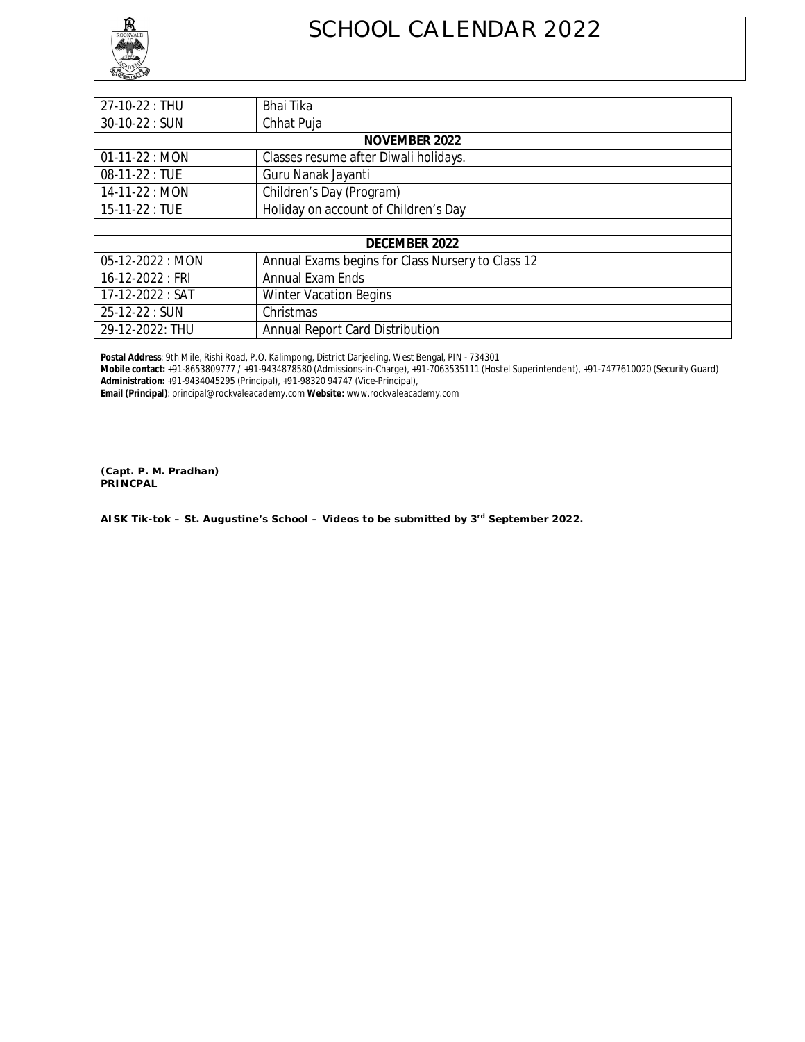# SCHOOL CALENDAR 2022

| | |
|---|---|
| 27-10-22 : THU | Bhai Tika |
| 30-10-22 : SUN | Chhat Puja |
| **NOVEMBER 2022** | |
| 01-11-22 : MON | Classes resume after Diwali holidays. |
| 08-11-22 : TUE | Guru Nanak Jayanti |
| 14-11-22 : MON | Children's Day (Program) |
| 15-11-22 : TUE | Holiday on account of Children's Day |
| | |
| **DECEMBER 2022** | |
| 05-12-2022 : MON | Annual Exams begins for Class Nursery to Class 12 |
| 16-12-2022 : FRI | Annual Exam Ends |
| 17-12-2022 : SAT | Winter Vacation Begins |
| 25-12-22 : SUN | Christmas |
| 29-12-2022: THU | Annual Report Card Distribution |

**Postal Address**: 9th Mile, Rishi Road, P.O. Kalimpong, District Darjeeling, West Bengal, PIN - 734301
**Mobile contact:** +91-8653809777 / +91-9434878580 (Admissions-in-Charge), +91-7063535111 (Hostel Superintendent), +91-7477610020 (Security Guard)
**Administration:** +91-9434045295 (Principal), +91-98320 94747 (Vice-Principal),
**Email (Principal)**: principal@rockvaleacademy.com **Website:** www.rockvaleacademy.com

**(Capt. P. M. Pradhan)**
**PRINCPAL**

**AISK Tik-tok – St. Augustine's School – Videos to be submitted by 3rd September 2022.**